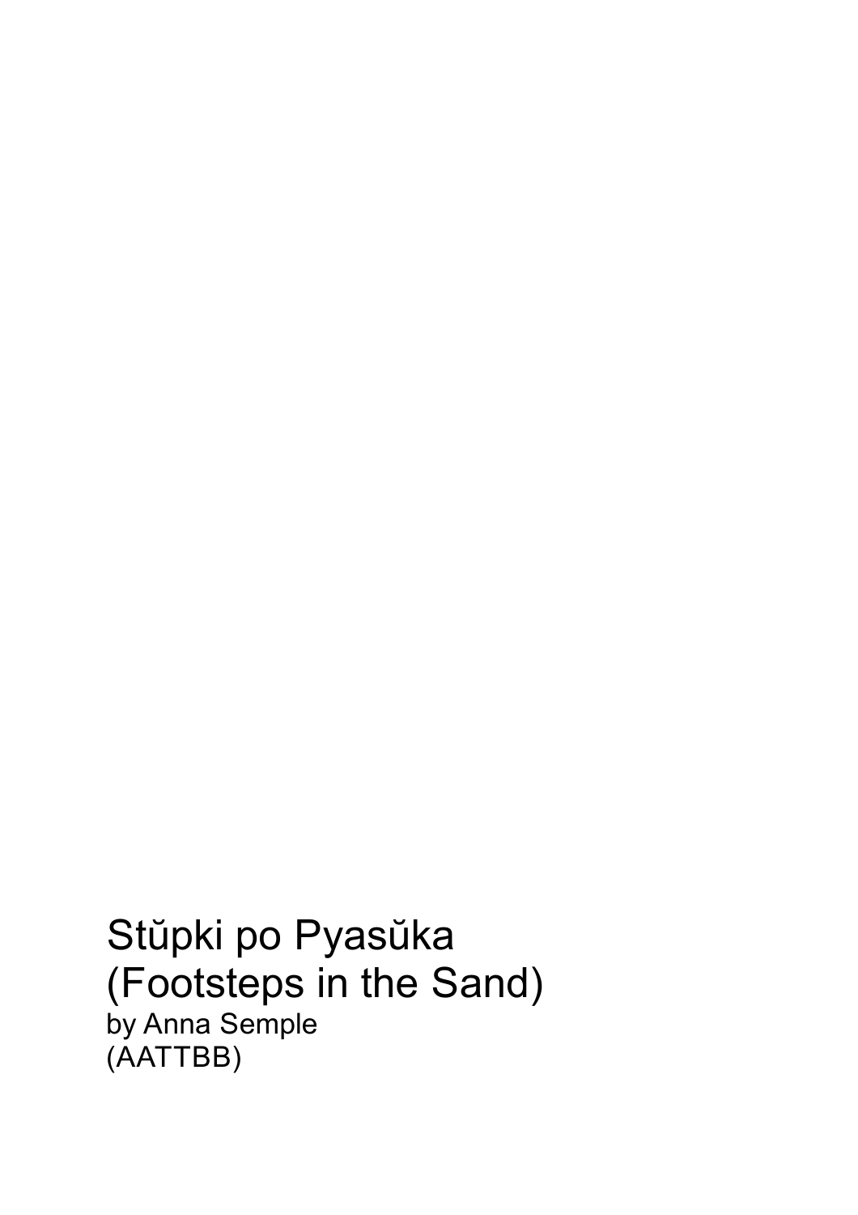# Stŭpki po Pyasŭka
# (Footsteps in the Sand)

by Anna Semple

(AATTBB)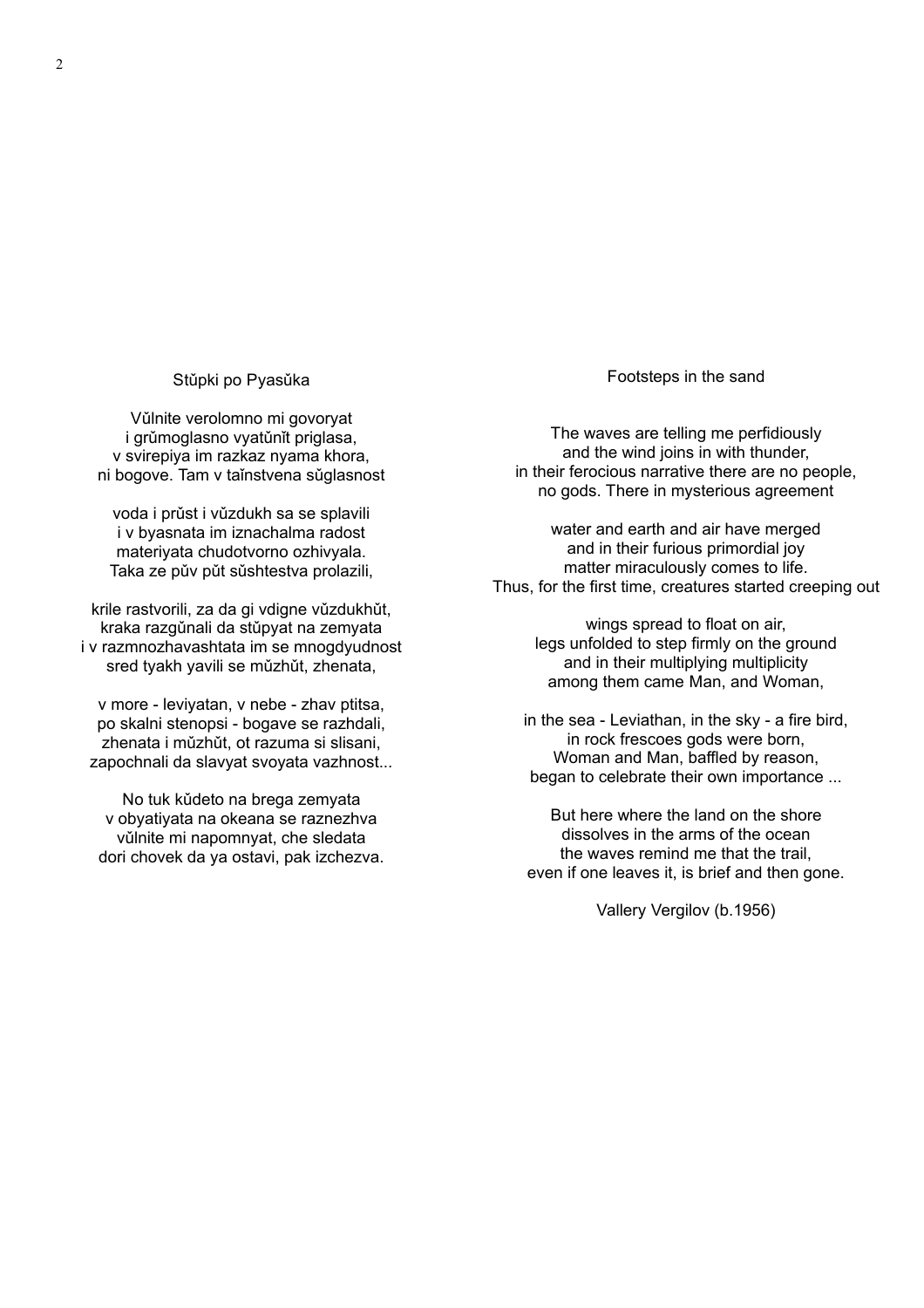### Stŭpki po Pyasŭka

Vŭlnite verolomno mi govoryat
i grŭmoglasno vyatŭnĭt priglasa,
v svirepiya im razkaz nyama khora,
ni bogove. Tam v taĭnstvena sŭglasnost

voda i prŭst i vŭzdukh sa se splavili
i v byasnata im iznachalma radost
materiyata chudotvorno ozhivyala.
Taka ze pŭv pŭt sŭshtestva prolazili,

krile rastvorili, za da gi vdigne vŭzdukhŭt,
kraka razgŭnali da stŭpyat na zemyata
i v razmnozhavashtata im se mnogdyudnost
sred tyakh yavili se mŭzhŭt, zhenata,

v more - leviyatan, v nebe - zhav ptitsa,
po skalni stenopsi - bogave se razhdali,
zhenata i mŭzhŭt, ot razuma si slisani,
zapochnali da slavyat svoyata vazhnost...

No tuk kŭdeto na brega zemyata
v obyatiyata na okeana se raznezhva
vŭlnite mi napomnyat, che sledata
dori chovek da ya ostavi, pak izchezva.

### Footsteps in the sand

The waves are telling me perfidiously
and the wind joins in with thunder,
in their ferocious narrative there are no people,
no gods. There in mysterious agreement

water and earth and air have merged
and in their furious primordial joy
matter miraculously comes to life.
Thus, for the first time, creatures started creeping out

wings spread to float on air,
legs unfolded to step firmly on the ground
and in their multiplying multiplicity
among them came Man, and Woman,

in the sea - Leviathan, in the sky - a fire bird,
in rock frescoes gods were born,
Woman and Man, baffled by reason,
began to celebrate their own importance ...

But here where the land on the shore
dissolves in the arms of the ocean
the waves remind me that the trail,
even if one leaves it, is brief and then gone.

Vallery Vergilov (b.1956)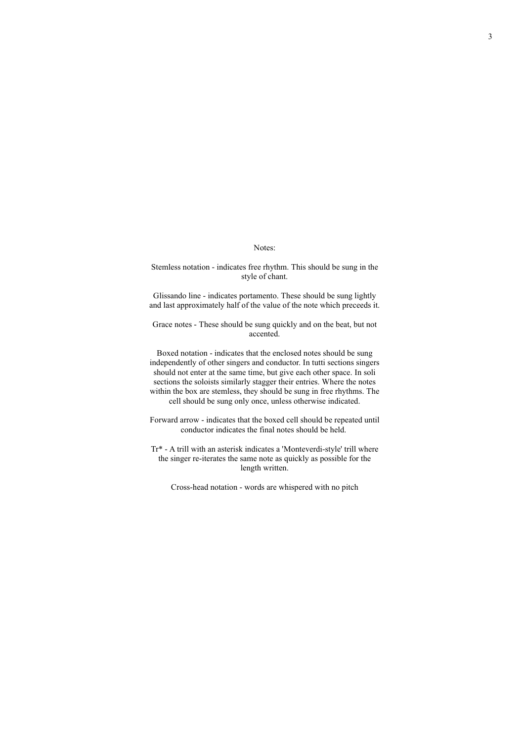Notes:

Stemless notation - indicates free rhythm. This should be sung in the style of chant.

Glissando line - indicates portamento. These should be sung lightly and last approximately half of the value of the note which preceeds it.

Grace notes - These should be sung quickly and on the beat, but not accented.

Boxed notation - indicates that the enclosed notes should be sung independently of other singers and conductor. In tutti sections singers should not enter at the same time, but give each other space. In soli sections the soloists similarly stagger their entries. Where the notes within the box are stemless, they should be sung in free rhythms. The cell should be sung only once, unless otherwise indicated.

Forward arrow - indicates that the boxed cell should be repeated until conductor indicates the final notes should be held.

Tr* - A trill with an asterisk indicates a 'Monteverdi-style' trill where the singer re-iterates the same note as quickly as possible for the length written.

Cross-head notation - words are whispered with no pitch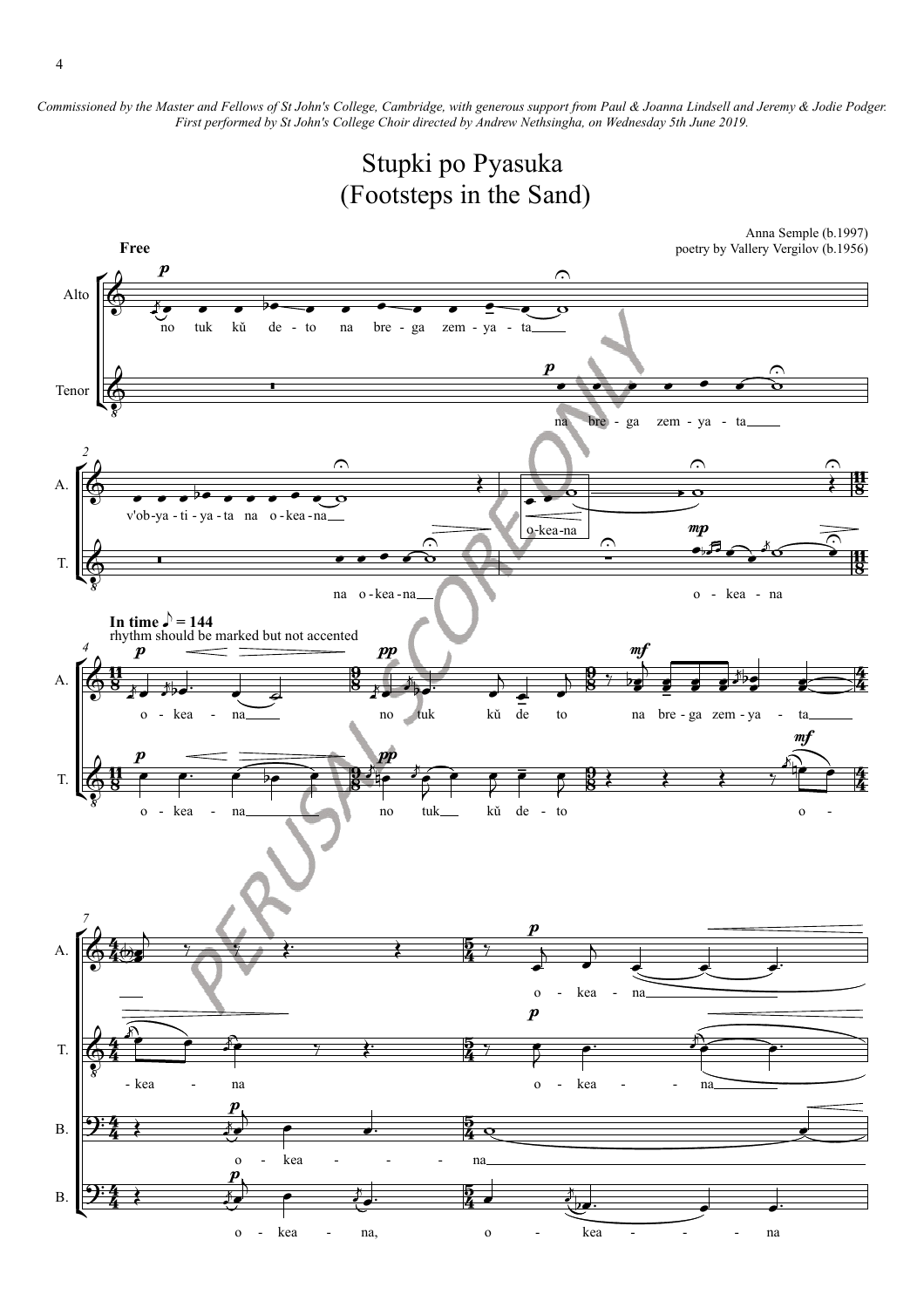*Commissioned by the Master and Fellows of St John's College, Cambridge, with generous support from Paul & Joanna Lindsell and Jeremy & Jodie Podger. First performed by St John's College Choir directed by Andrew Nethsingha, on Wednesday 5th June 2019.*

# Stupki po Pyasuka
# (Footsteps in the Sand)

Anna Semple (b.1997)
poetry by Vallery Vergilov (b.1956)

**Free**

Alto: no tuk kŭ de - to na bre - ga zem - ya - ta

Tenor: na bre - ga zem - ya - ta

A.: v'ob-ya - ti - ya - ta na o - kea - na — o-kea-na

T.: na o - kea - na — o - kea - na

**In time ♪ = 144**
rhythm should be marked but not accented

A.: o - kea - na — no tuk kŭ de to na bre - ga zem - ya - ta

T.: o - kea - na — no tuk — kŭ de - to o -

A.: o - kea - na

T.: - kea - na o - kea - - na

B.: o - kea - - - - na

B.: o - kea - na, o - kea - - - - na

PERUSAL SCORE ONLY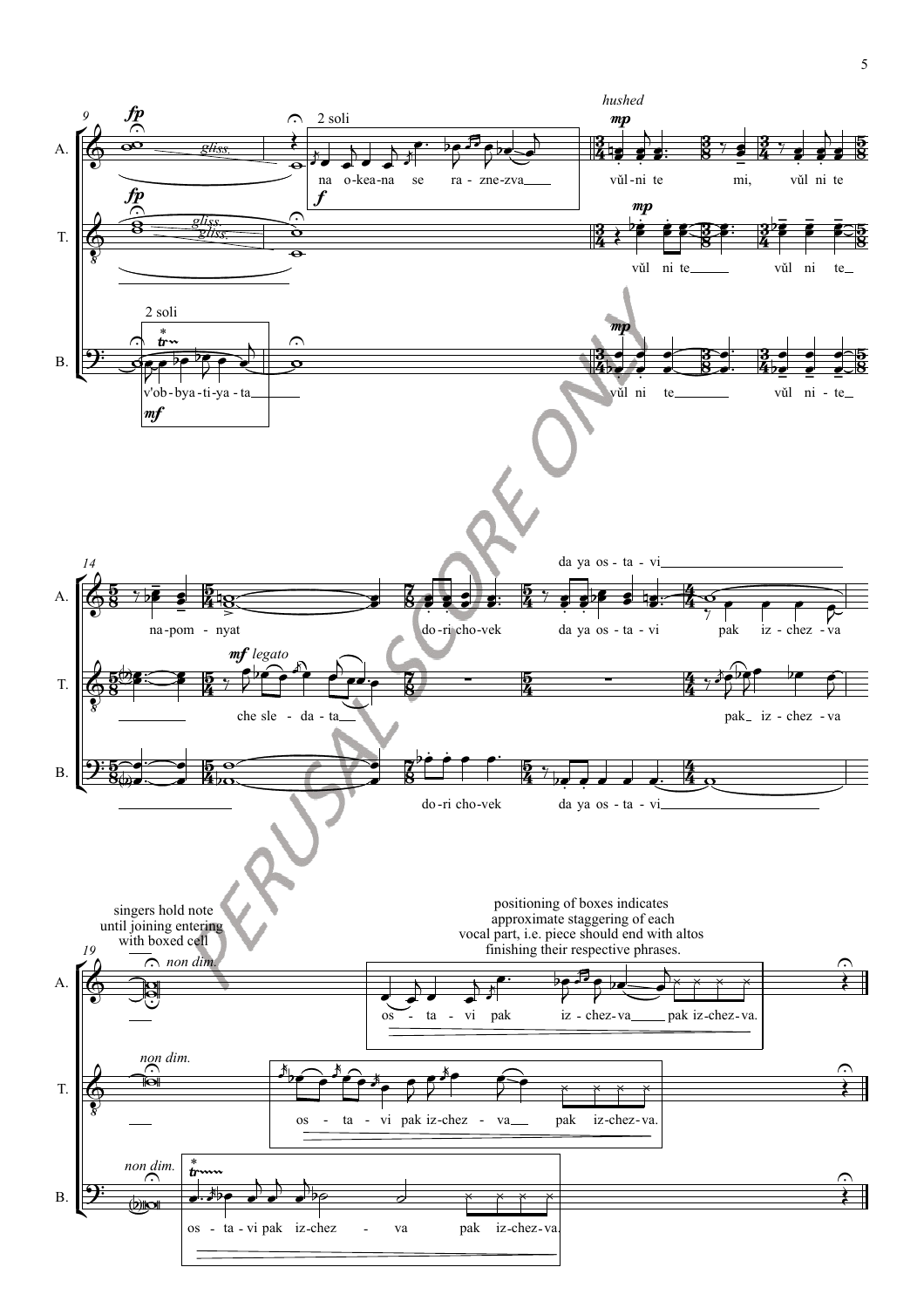hushed

2 soli

na o-kea-na se ra-zne-zva

vŭl-ni te mi, vŭl ni te

vŭl ni te vŭl ni te

2 soli

v'ob-bya-ti-ya-ta

vŭl ni te vŭl ni-te

na-pom-nyat do-ri-cho-vek da ya os-ta-vi

da ya os-ta-vi pak iz-chez-va

*mf legato*

che sle-da-ta pak iz-chez-va

do-ri cho-vek da ya os-ta-vi

singers hold note until joining entering with boxed cell

*non dim.*

positioning of boxes indicates approximate staggering of each vocal part, i.e. piece should end with altos finishing their respective phrases.

os-ta-vi pak iz-chez-va pak iz-chez-va.

*non dim.*

os-ta-vi pak iz-chez-va pak iz-chez-va.

*non dim.*

os-ta-vi pak iz-chez-va pak iz-chez-va.

PERUSAL SCORE ONLY